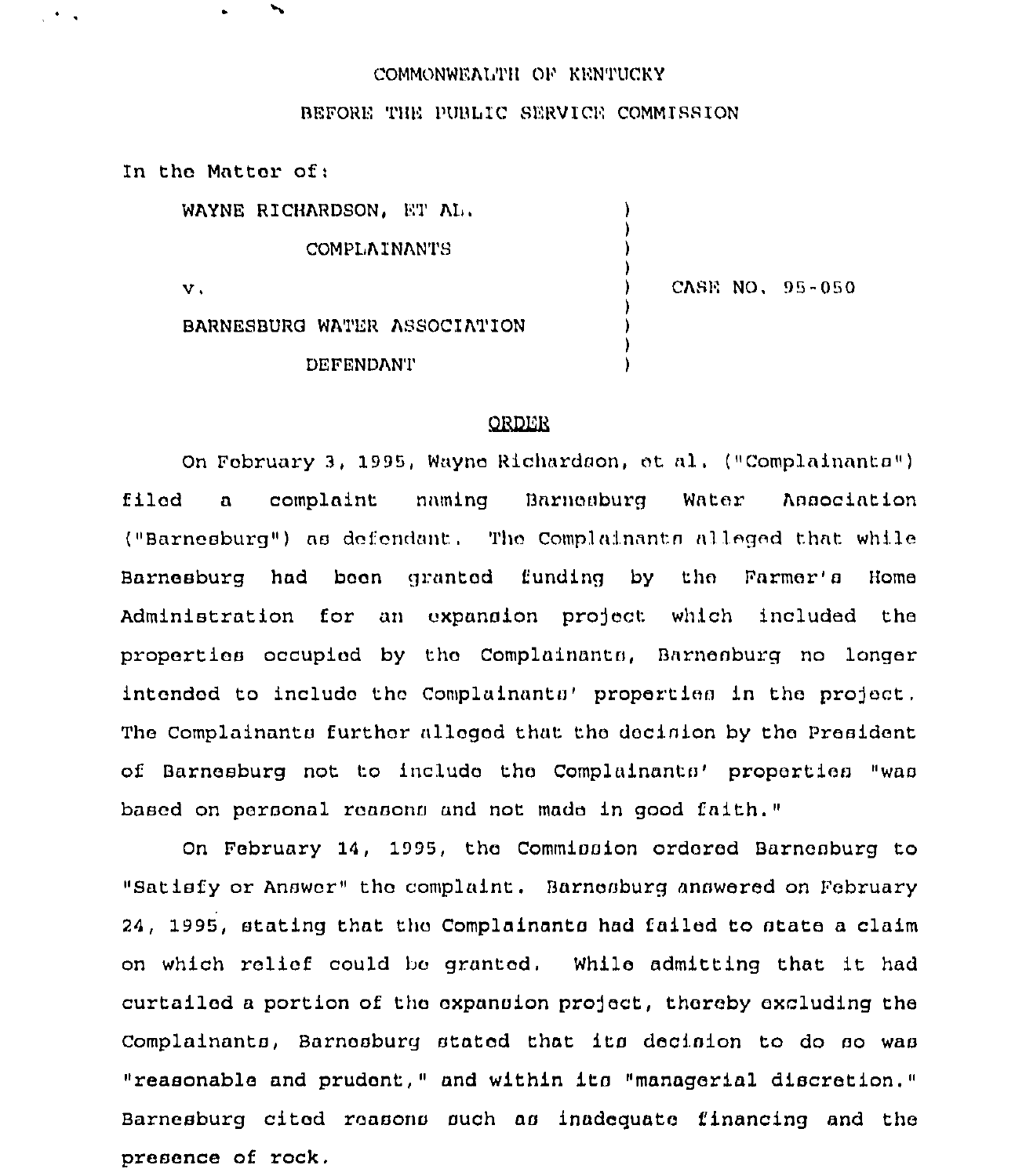COMMONWEALTH OF KENTUCKY

BEFORE THE PUBLIC SERVICE COMMISSION

In the Matter of:

| | | |
|---|---|---|
| WAYNE RICHARDSON, ET AL. | ) | |
| COMPLAINANTS | ) | |
| v. | ) | CASE NO. 95-050 |
| BARNESBURG WATER ASSOCIATION | ) | |
| DEFENDANT | ) | |

## ORDER

On February 3, 1995, Wayne Richardson, et al. ("Complainants") filed a complaint naming Barnesburg Water Association ("Barnesburg") as defendant. The Complainants alleged that while Barnesburg had been granted funding by the Farmer's Home Administration for an expansion project which included the properties occupied by the Complainants, Barnesburg no longer intended to include the Complainants' properties in the project. The Complainants further alleged that the decision by the President of Barnesburg not to include the Complainants' properties "was based on personal reasons and not made in good faith."

On February 14, 1995, the Commission ordered Barnesburg to "Satisfy or Answer" the complaint. Barnesburg answered on February 24, 1995, stating that the Complainants had failed to state a claim on which relief could be granted. While admitting that it had curtailed a portion of the expansion project, thereby excluding the Complainants, Barnesburg stated that its decision to do so was "reasonable and prudent," and within its "managerial discretion." Barnesburg cited reasons such as inadequate financing and the presence of rock.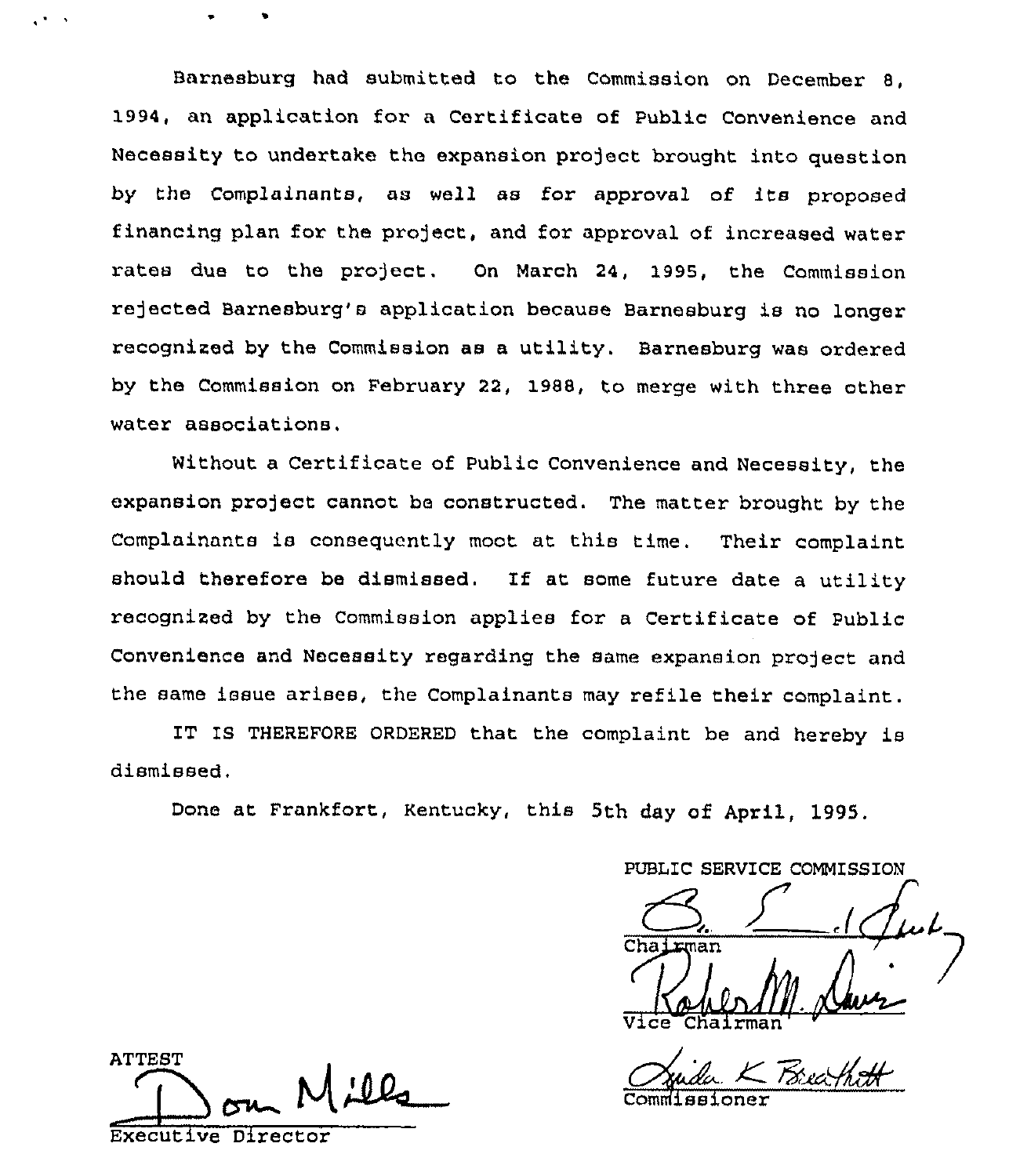Barnesburg had submitted to the Commission on December 8, 1994, an application for a Certificate of Public Convenience and Necessity to undertake the expansion project brought into question by the Complainants, as well as for approval of its proposed financing plan for the project, and for approval of increased water rates due to the project. On March 24, 1995, the Commission rejected Barnesburg's application because Barnesburg is no longer recognized by the Commission as a utility. Barnesburg was ordered by the Commission on February 22, 1988, to merge with three other water associations.

Without a Certificate of Public Convenience and Necessity, the expansion project cannot be constructed. The matter brought by the Complainants is consequently moot at this time. Their complaint should therefore be dismissed. If at some future date a utility recognized by the Commission applies for a Certificate of Public Convenience and Necessity regarding the same expansion project and the same issue arises, the Complainants may refile their complaint.

IT IS THEREFORE ORDERED that the complaint be and hereby is dismissed.

Done at Frankfort, Kentucky, this 5th day of April, 1995.

PUBLIC SERVICE COMMISSION

Chairman

Vice Chairman

Commissioner

ATTEST

Executive Director